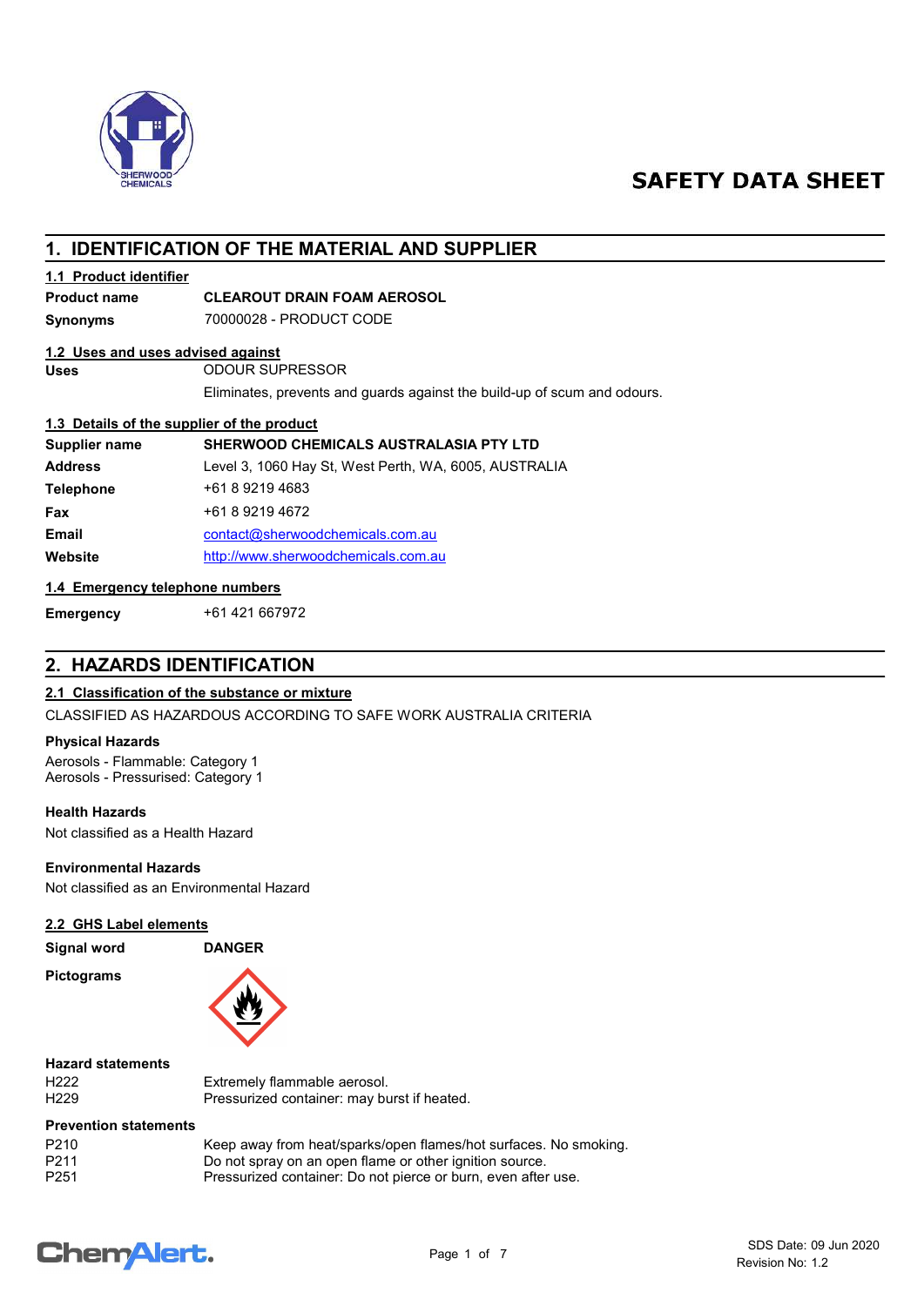# SAFETY DATA SHEET

## 1. IDENTIFICATION OF THE MATERIAL AND SUPPLIER

### 1.1 Product identifier

**Product name** **CLEAROUT DRAIN FOAM AEROSOL**

**Synonyms** 70000028 - PRODUCT CODE

### 1.2 Uses and uses advised against

**Uses** ODOUR SUPRESSOR

Eliminates, prevents and guards against the build-up of scum and odours.

### 1.3 Details of the supplier of the product

| | |
|---|---|
| **Supplier name** | **SHERWOOD CHEMICALS AUSTRALASIA PTY LTD** |
| **Address** | Level 3, 1060 Hay St, West Perth, WA, 6005, AUSTRALIA |
| **Telephone** | +61 8 9219 4683 |
| **Fax** | +61 8 9219 4672 |
| **Email** | contact@sherwoodchemicals.com.au |
| **Website** | http://www.sherwoodchemicals.com.au |

### 1.4 Emergency telephone numbers

**Emergency** +61 421 667972

## 2. HAZARDS IDENTIFICATION

### 2.1 Classification of the substance or mixture

CLASSIFIED AS HAZARDOUS ACCORDING TO SAFE WORK AUSTRALIA CRITERIA

**Physical Hazards**

Aerosols - Flammable: Category 1
Aerosols - Pressurised: Category 1

**Health Hazards**

Not classified as a Health Hazard

**Environmental Hazards**

Not classified as an Environmental Hazard

### 2.2 GHS Label elements

**Signal word** **DANGER**

**Pictograms**

**Hazard statements**

| | |
|---|---|
| H222 | Extremely flammable aerosol. |
| H229 | Pressurized container: may burst if heated. |

**Prevention statements**

| | |
|---|---|
| P210 | Keep away from heat/sparks/open flames/hot surfaces. No smoking. |
| P211 | Do not spray on an open flame or other ignition source. |
| P251 | Pressurized container: Do not pierce or burn, even after use. |

SDS Date: 09 Jun 2020
Revision No: 1.2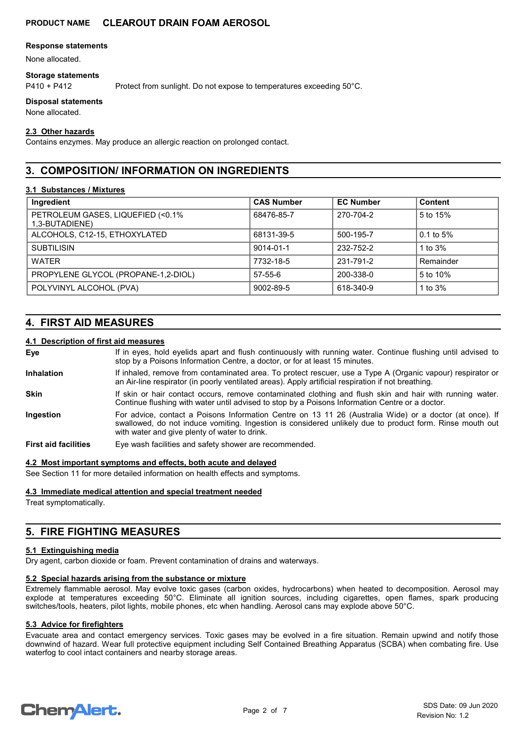#### Response statements

None allocated.

#### Storage statements

P410 + P412 Protect from sunlight. Do not expose to temperatures exceeding 50°C.

#### Disposal statements

None allocated.

### 2.3 Other hazards

Contains enzymes. May produce an allergic reaction on prolonged contact.

## 3. COMPOSITION/ INFORMATION ON INGREDIENTS

### 3.1 Substances / Mixtures

| Ingredient | CAS Number | EC Number | Content |
| --- | --- | --- | --- |
| PETROLEUM GASES, LIQUEFIED (<0.1% 1,3-BUTADIENE) | 68476-85-7 | 270-704-2 | 5 to 15% |
| ALCOHOLS, C12-15, ETHOXYLATED | 68131-39-5 | 500-195-7 | 0.1 to 5% |
| SUBTILISIN | 9014-01-1 | 232-752-2 | 1 to 3% |
| WATER | 7732-18-5 | 231-791-2 | Remainder |
| PROPYLENE GLYCOL (PROPANE-1,2-DIOL) | 57-55-6 | 200-338-0 | 5 to 10% |
| POLYVINYL ALCOHOL (PVA) | 9002-89-5 | 618-340-9 | 1 to 3% |

## 4. FIRST AID MEASURES

### 4.1 Description of first aid measures

**Eye** If in eyes, hold eyelids apart and flush continuously with running water. Continue flushing until advised to stop by a Poisons Information Centre, a doctor, or for at least 15 minutes.

**Inhalation** If inhaled, remove from contaminated area. To protect rescuer, use a Type A (Organic vapour) respirator or an Air-line respirator (in poorly ventilated areas). Apply artificial respiration if not breathing.

**Skin** If skin or hair contact occurs, remove contaminated clothing and flush skin and hair with running water. Continue flushing with water until advised to stop by a Poisons Information Centre or a doctor.

**Ingestion** For advice, contact a Poisons Information Centre on 13 11 26 (Australia Wide) or a doctor (at once). If swallowed, do not induce vomiting. Ingestion is considered unlikely due to product form. Rinse mouth out with water and give plenty of water to drink.

**First aid facilities** Eye wash facilities and safety shower are recommended.

### 4.2 Most important symptoms and effects, both acute and delayed

See Section 11 for more detailed information on health effects and symptoms.

### 4.3 Immediate medical attention and special treatment needed

Treat symptomatically.

## 5. FIRE FIGHTING MEASURES

### 5.1 Extinguishing media

Dry agent, carbon dioxide or foam. Prevent contamination of drains and waterways.

### 5.2 Special hazards arising from the substance or mixture

Extremely flammable aerosol. May evolve toxic gases (carbon oxides, hydrocarbons) when heated to decomposition. Aerosol may explode at temperatures exceeding 50°C. Eliminate all ignition sources, including cigarettes, open flames, spark producing switches/tools, heaters, pilot lights, mobile phones, etc when handling. Aerosol cans may explode above 50°C.

### 5.3 Advice for firefighters

Evacuate area and contact emergency services. Toxic gases may be evolved in a fire situation. Remain upwind and notify those downwind of hazard. Wear full protective equipment including Self Contained Breathing Apparatus (SCBA) when combating fire. Use waterfog to cool intact containers and nearby storage areas.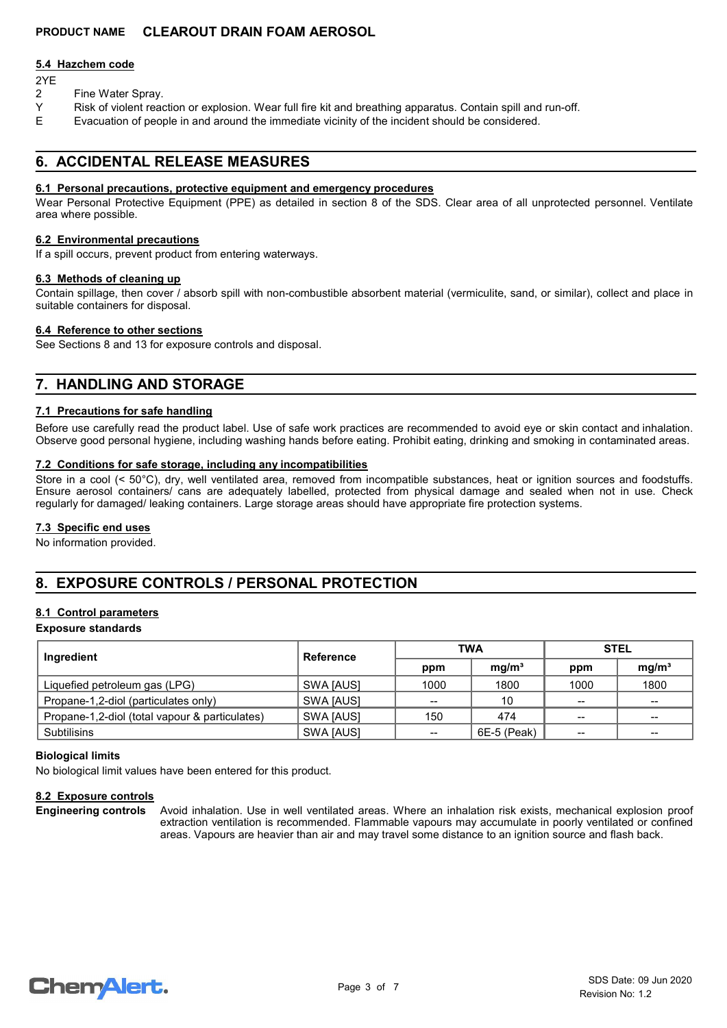### 5.4 Hazchem code

2YE

- 2 Fine Water Spray.
- Y Risk of violent reaction or explosion. Wear full fire kit and breathing apparatus. Contain spill and run-off.
- E Evacuation of people in and around the immediate vicinity of the incident should be considered.

## 6. ACCIDENTAL RELEASE MEASURES

### 6.1 Personal precautions, protective equipment and emergency procedures

Wear Personal Protective Equipment (PPE) as detailed in section 8 of the SDS. Clear area of all unprotected personnel. Ventilate area where possible.

### 6.2 Environmental precautions

If a spill occurs, prevent product from entering waterways.

### 6.3 Methods of cleaning up

Contain spillage, then cover / absorb spill with non-combustible absorbent material (vermiculite, sand, or similar), collect and place in suitable containers for disposal.

### 6.4 Reference to other sections

See Sections 8 and 13 for exposure controls and disposal.

## 7. HANDLING AND STORAGE

### 7.1 Precautions for safe handling

Before use carefully read the product label. Use of safe work practices are recommended to avoid eye or skin contact and inhalation. Observe good personal hygiene, including washing hands before eating. Prohibit eating, drinking and smoking in contaminated areas.

### 7.2 Conditions for safe storage, including any incompatibilities

Store in a cool (< 50°C), dry, well ventilated area, removed from incompatible substances, heat or ignition sources and foodstuffs. Ensure aerosol containers/ cans are adequately labelled, protected from physical damage and sealed when not in use. Check regularly for damaged/ leaking containers. Large storage areas should have appropriate fire protection systems.

### 7.3 Specific end uses

No information provided.

## 8. EXPOSURE CONTROLS / PERSONAL PROTECTION

### 8.1 Control parameters

**Exposure standards**

| Ingredient | Reference | TWA | | STEL | |
|---|---|---|---|---|---|
| | | ppm | mg/m³ | ppm | mg/m³ |
| Liquefied petroleum gas (LPG) | SWA [AUS] | 1000 | 1800 | 1000 | 1800 |
| Propane-1,2-diol (particulates only) | SWA [AUS] | -- | 10 | -- | -- |
| Propane-1,2-diol (total vapour & particulates) | SWA [AUS] | 150 | 474 | -- | -- |
| Subtilisins | SWA [AUS] | -- | 6E-5 (Peak) | -- | -- |

**Biological limits**

No biological limit values have been entered for this product.

### 8.2 Exposure controls

**Engineering controls** Avoid inhalation. Use in well ventilated areas. Where an inhalation risk exists, mechanical explosion proof extraction ventilation is recommended. Flammable vapours may accumulate in poorly ventilated or confined areas. Vapours are heavier than air and may travel some distance to an ignition source and flash back.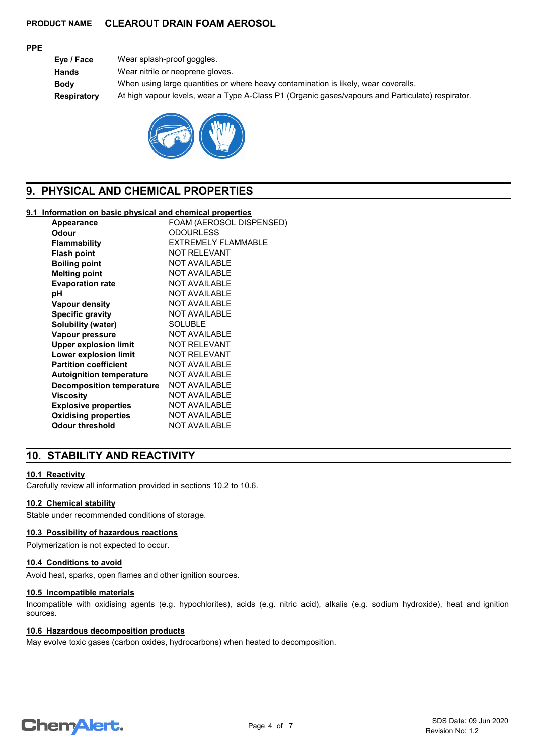**PRODUCT NAME** **CLEAROUT DRAIN FOAM AEROSOL**

**PPE**

| | |
|---|---|
| **Eye / Face** | Wear splash-proof goggles. |
| **Hands** | Wear nitrile or neoprene gloves. |
| **Body** | When using large quantities or where heavy contamination is likely, wear coveralls. |
| **Respiratory** | At high vapour levels, wear a Type A-Class P1 (Organic gases/vapours and Particulate) respirator. |

## 9. PHYSICAL AND CHEMICAL PROPERTIES

### 9.1 Information on basic physical and chemical properties

| | |
|---|---|
| **Appearance** | FOAM (AEROSOL DISPENSED) |
| **Odour** | ODOURLESS |
| **Flammability** | EXTREMELY FLAMMABLE |
| **Flash point** | NOT RELEVANT |
| **Boiling point** | NOT AVAILABLE |
| **Melting point** | NOT AVAILABLE |
| **Evaporation rate** | NOT AVAILABLE |
| **pH** | NOT AVAILABLE |
| **Vapour density** | NOT AVAILABLE |
| **Specific gravity** | NOT AVAILABLE |
| **Solubility (water)** | SOLUBLE |
| **Vapour pressure** | NOT AVAILABLE |
| **Upper explosion limit** | NOT RELEVANT |
| **Lower explosion limit** | NOT RELEVANT |
| **Partition coefficient** | NOT AVAILABLE |
| **Autoignition temperature** | NOT AVAILABLE |
| **Decomposition temperature** | NOT AVAILABLE |
| **Viscosity** | NOT AVAILABLE |
| **Explosive properties** | NOT AVAILABLE |
| **Oxidising properties** | NOT AVAILABLE |
| **Odour threshold** | NOT AVAILABLE |

## 10. STABILITY AND REACTIVITY

### 10.1 Reactivity

Carefully review all information provided in sections 10.2 to 10.6.

### 10.2 Chemical stability

Stable under recommended conditions of storage.

### 10.3 Possibility of hazardous reactions

Polymerization is not expected to occur.

### 10.4 Conditions to avoid

Avoid heat, sparks, open flames and other ignition sources.

### 10.5 Incompatible materials

Incompatible with oxidising agents (e.g. hypochlorites), acids (e.g. nitric acid), alkalis (e.g. sodium hydroxide), heat and ignition sources.

### 10.6 Hazardous decomposition products

May evolve toxic gases (carbon oxides, hydrocarbons) when heated to decomposition.

SDS Date: 09 Jun 2020
Revision No: 1.2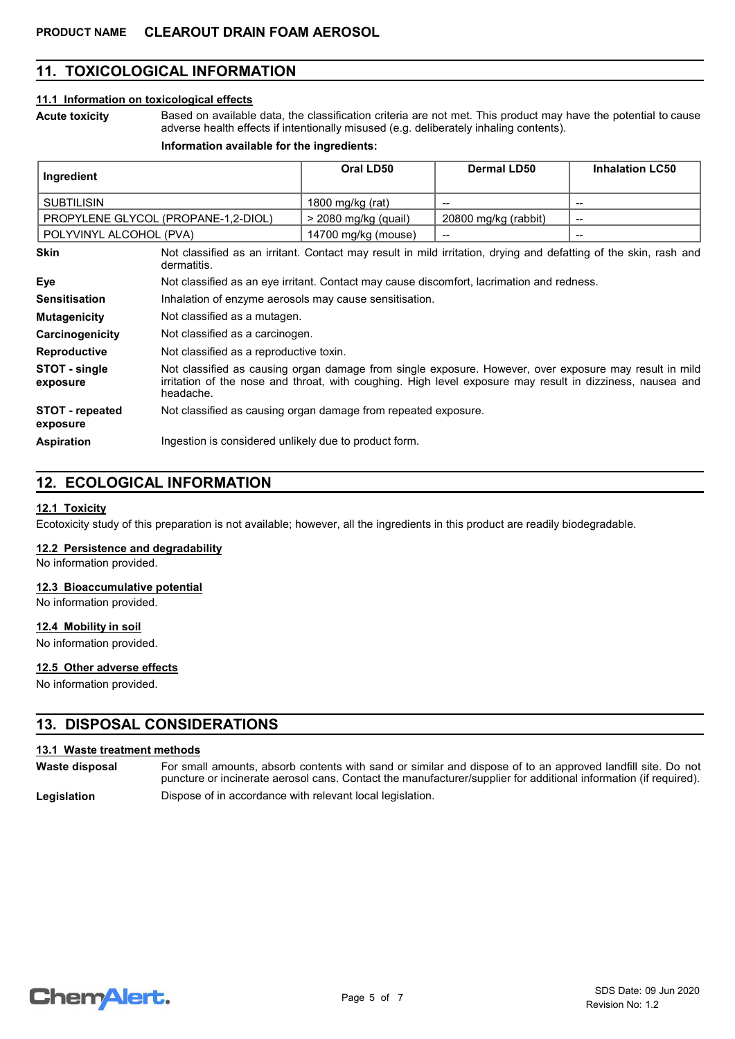**PRODUCT NAME CLEAROUT DRAIN FOAM AEROSOL**

## 11. TOXICOLOGICAL INFORMATION

### 11.1 Information on toxicological effects

**Acute toxicity** Based on available data, the classification criteria are not met. This product may have the potential to cause adverse health effects if intentionally misused (e.g. deliberately inhaling contents).

**Information available for the ingredients:**

| Ingredient | Oral LD50 | Dermal LD50 | Inhalation LC50 |
|---|---|---|---|
| SUBTILISIN | 1800 mg/kg (rat) | -- | -- |
| PROPYLENE GLYCOL (PROPANE-1,2-DIOL) | > 2080 mg/kg (quail) | 20800 mg/kg (rabbit) | -- |
| POLYVINYL ALCOHOL (PVA) | 14700 mg/kg (mouse) | -- | -- |

**Skin** Not classified as an irritant. Contact may result in mild irritation, drying and defatting of the skin, rash and dermatitis.

**Eye** Not classified as an eye irritant. Contact may cause discomfort, lacrimation and redness.

**Sensitisation** Inhalation of enzyme aerosols may cause sensitisation.

**Mutagenicity** Not classified as a mutagen.

**Carcinogenicity** Not classified as a carcinogen.

**Reproductive** Not classified as a reproductive toxin.

**STOT - single exposure** Not classified as causing organ damage from single exposure. However, over exposure may result in mild irritation of the nose and throat, with coughing. High level exposure may result in dizziness, nausea and headache.

**STOT - repeated exposure** Not classified as causing organ damage from repeated exposure.

**Aspiration** Ingestion is considered unlikely due to product form.

## 12. ECOLOGICAL INFORMATION

### 12.1 Toxicity

Ecotoxicity study of this preparation is not available; however, all the ingredients in this product are readily biodegradable.

### 12.2 Persistence and degradability

No information provided.

### 12.3 Bioaccumulative potential

No information provided.

### 12.4 Mobility in soil

No information provided.

### 12.5 Other adverse effects

No information provided.

## 13. DISPOSAL CONSIDERATIONS

### 13.1 Waste treatment methods

**Waste disposal** For small amounts, absorb contents with sand or similar and dispose of to an approved landfill site. Do not puncture or incinerate aerosol cans. Contact the manufacturer/supplier for additional information (if required).

**Legislation** Dispose of in accordance with relevant local legislation.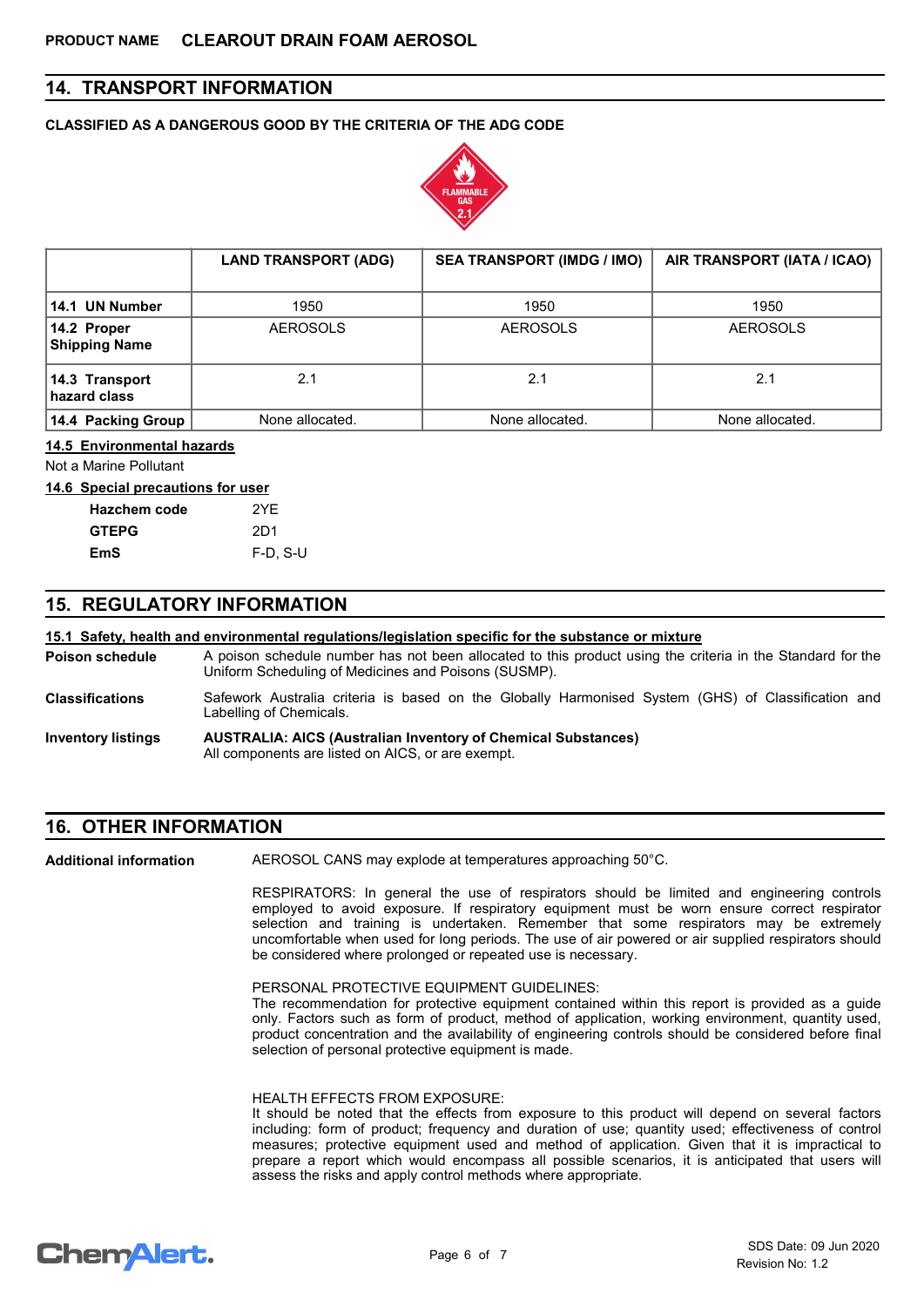## 14. TRANSPORT INFORMATION

**CLASSIFIED AS A DANGEROUS GOOD BY THE CRITERIA OF THE ADG CODE**

| | LAND TRANSPORT (ADG) | SEA TRANSPORT (IMDG / IMO) | AIR TRANSPORT (IATA / ICAO) |
|---|---|---|---|
| **14.1 UN Number** | 1950 | 1950 | 1950 |
| **14.2 Proper Shipping Name** | AEROSOLS | AEROSOLS | AEROSOLS |
| **14.3 Transport hazard class** | 2.1 | 2.1 | 2.1 |
| **14.4 Packing Group** | None allocated. | None allocated. | None allocated. |

**14.5 Environmental hazards**

Not a Marine Pollutant

**14.6 Special precautions for user**

| | |
|---|---|
| **Hazchem code** | 2YE |
| **GTEPG** | 2D1 |
| **EmS** | F-D, S-U |

## 15. REGULATORY INFORMATION

**15.1 Safety, health and environmental regulations/legislation specific for the substance or mixture**

**Poison schedule** A poison schedule number has not been allocated to this product using the criteria in the Standard for the Uniform Scheduling of Medicines and Poisons (SUSMP).

**Classifications** Safework Australia criteria is based on the Globally Harmonised System (GHS) of Classification and Labelling of Chemicals.

**Inventory listings** **AUSTRALIA: AICS (Australian Inventory of Chemical Substances)**
All components are listed on AICS, or are exempt.

## 16. OTHER INFORMATION

**Additional information** AEROSOL CANS may explode at temperatures approaching 50°C.

RESPIRATORS: In general the use of respirators should be limited and engineering controls employed to avoid exposure. If respiratory equipment must be worn ensure correct respirator selection and training is undertaken. Remember that some respirators may be extremely uncomfortable when used for long periods. The use of air powered or air supplied respirators should be considered where prolonged or repeated use is necessary.

PERSONAL PROTECTIVE EQUIPMENT GUIDELINES:
The recommendation for protective equipment contained within this report is provided as a guide only. Factors such as form of product, method of application, working environment, quantity used, product concentration and the availability of engineering controls should be considered before final selection of personal protective equipment is made.

HEALTH EFFECTS FROM EXPOSURE:
It should be noted that the effects from exposure to this product will depend on several factors including: form of product; frequency and duration of use; quantity used; effectiveness of control measures; protective equipment used and method of application. Given that it is impractical to prepare a report which would encompass all possible scenarios, it is anticipated that users will assess the risks and apply control methods where appropriate.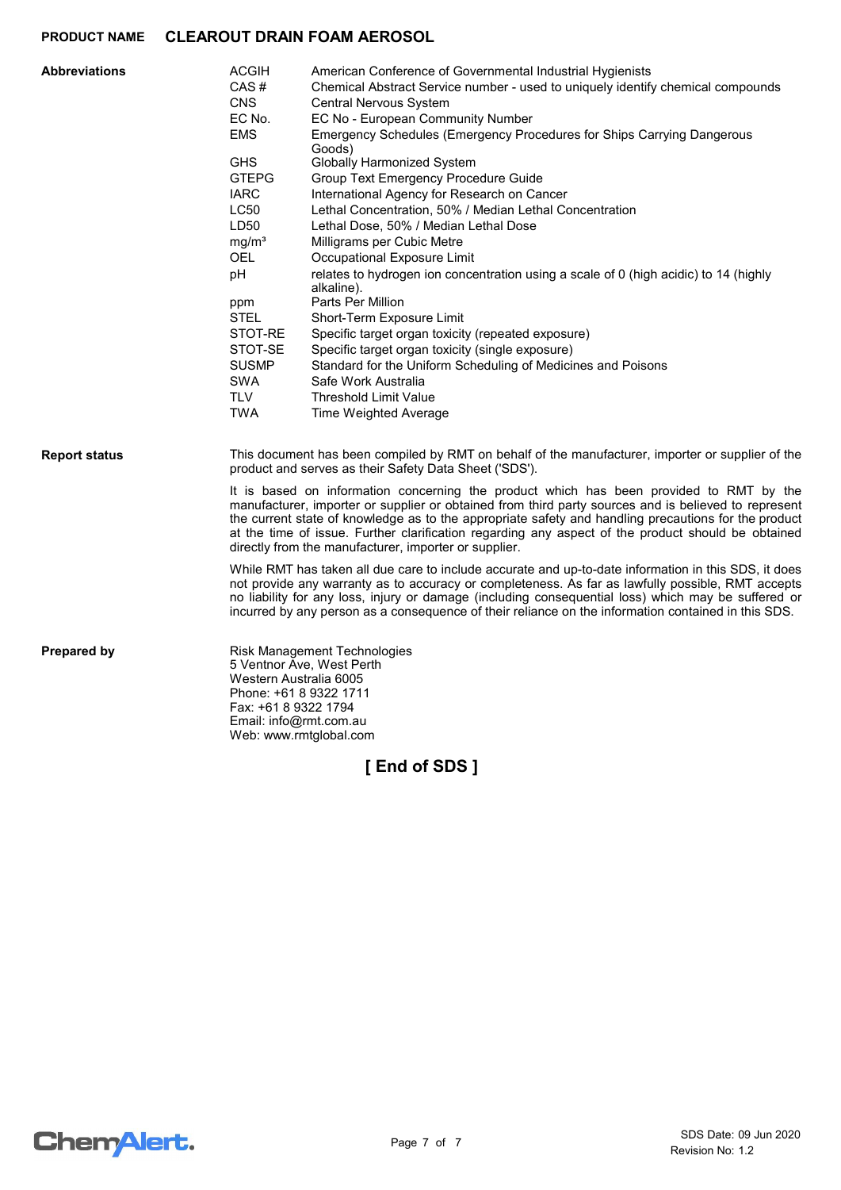**Abbreviations**

| | |
|---|---|
| ACGIH | American Conference of Governmental Industrial Hygienists |
| CAS # | Chemical Abstract Service number - used to uniquely identify chemical compounds |
| CNS | Central Nervous System |
| EC No. | EC No - European Community Number |
| EMS | Emergency Schedules (Emergency Procedures for Ships Carrying Dangerous Goods) |
| GHS | Globally Harmonized System |
| GTEPG | Group Text Emergency Procedure Guide |
| IARC | International Agency for Research on Cancer |
| LC50 | Lethal Concentration, 50% / Median Lethal Concentration |
| LD50 | Lethal Dose, 50% / Median Lethal Dose |
| $mg/m^3$ | Milligrams per Cubic Metre |
| OEL | Occupational Exposure Limit |
| pH | relates to hydrogen ion concentration using a scale of 0 (high acidic) to 14 (highly alkaline). |
| ppm | Parts Per Million |
| STEL | Short-Term Exposure Limit |
| STOT-RE | Specific target organ toxicity (repeated exposure) |
| STOT-SE | Specific target organ toxicity (single exposure) |
| SUSMP | Standard for the Uniform Scheduling of Medicines and Poisons |
| SWA | Safe Work Australia |
| TLV | Threshold Limit Value |
| TWA | Time Weighted Average |

**Report status**

This document has been compiled by RMT on behalf of the manufacturer, importer or supplier of the product and serves as their Safety Data Sheet ('SDS').

It is based on information concerning the product which has been provided to RMT by the manufacturer, importer or supplier or obtained from third party sources and is believed to represent the current state of knowledge as to the appropriate safety and handling precautions for the product at the time of issue. Further clarification regarding any aspect of the product should be obtained directly from the manufacturer, importer or supplier.

While RMT has taken all due care to include accurate and up-to-date information in this SDS, it does not provide any warranty as to accuracy or completeness. As far as lawfully possible, RMT accepts no liability for any loss, injury or damage (including consequential loss) which may be suffered or incurred by any person as a consequence of their reliance on the information contained in this SDS.

**Prepared by**

Risk Management Technologies
5 Ventnor Ave, West Perth
Western Australia 6005
Phone: +61 8 9322 1711
Fax: +61 8 9322 1794
Email: info@rmt.com.au
Web: www.rmtglobal.com

**[ End of SDS ]**